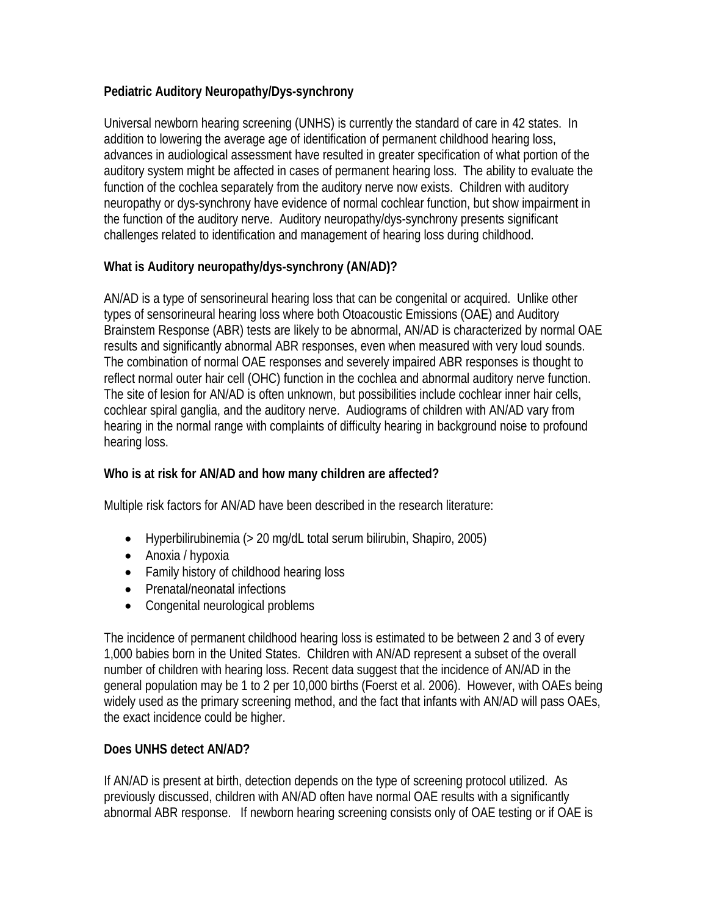## Pediatric Auditory Neuropathy/Dys-synchrony

Universal newborn hearing screening (UNHS) is currently the standard of care in 42 states. In addition to lowering the average age of identification of permanent childhood hearing loss, advances in audiological assessment have resulted in greater specification of what portion of the auditory system might be affected in cases of permanent hearing loss. The ability to evaluate the function of the cochlea separately from the auditory nerve now exists. Children with auditory neuropathy or dys-synchrony have evidence of normal cochlear function, but show impairment in the function of the auditory nerve. Auditory neuropathy/dys-synchrony presents significant challenges related to identification and management of hearing loss during childhood.

### What is Auditory neuropathy/dys-synchrony (AN/AD)?

AN/AD is a type of sensorineural hearing loss that can be congenital or acquired. Unlike other types of sensorineural hearing loss where both Otoacoustic Emissions (OAE) and Auditory Brainstem Response (ABR) tests are likely to be abnormal, AN/AD is characterized by normal OAE results and significantly abnormal ABR responses, even when measured with very loud sounds. The combination of normal OAE responses and severely impaired ABR responses is thought to reflect normal outer hair cell (OHC) function in the cochlea and abnormal auditory nerve function. The site of lesion for AN/AD is often unknown, but possibilities include cochlear inner hair cells, cochlear spiral ganglia, and the auditory nerve. Audiograms of children with AN/AD vary from hearing in the normal range with complaints of difficulty hearing in background noise to profound hearing loss.

### Who is at risk for AN/AD and how many children are affected?

Multiple risk factors for AN/AD have been described in the research literature:

- Hyperbilirubinemia (> 20 mg/dL total serum bilirubin, Shapiro, 2005)
- Anoxia / hypoxia
- Family history of childhood hearing loss
- Prenatal/neonatal infections
- Congenital neurological problems

The incidence of permanent childhood hearing loss is estimated to be between 2 and 3 of every 1,000 babies born in the United States. Children with AN/AD represent a subset of the overall number of children with hearing loss. Recent data suggest that the incidence of AN/AD in the general population may be 1 to 2 per 10,000 births (Foerst et al. 2006). However, with OAEs being widely used as the primary screening method, and the fact that infants with AN/AD will pass OAEs, the exact incidence could be higher.

### Does UNHS detect AN/AD?

If AN/AD is present at birth, detection depends on the type of screening protocol utilized. As previously discussed, children with AN/AD often have normal OAE results with a significantly abnormal ABR response. If newborn hearing screening consists only of OAE testing or if OAE is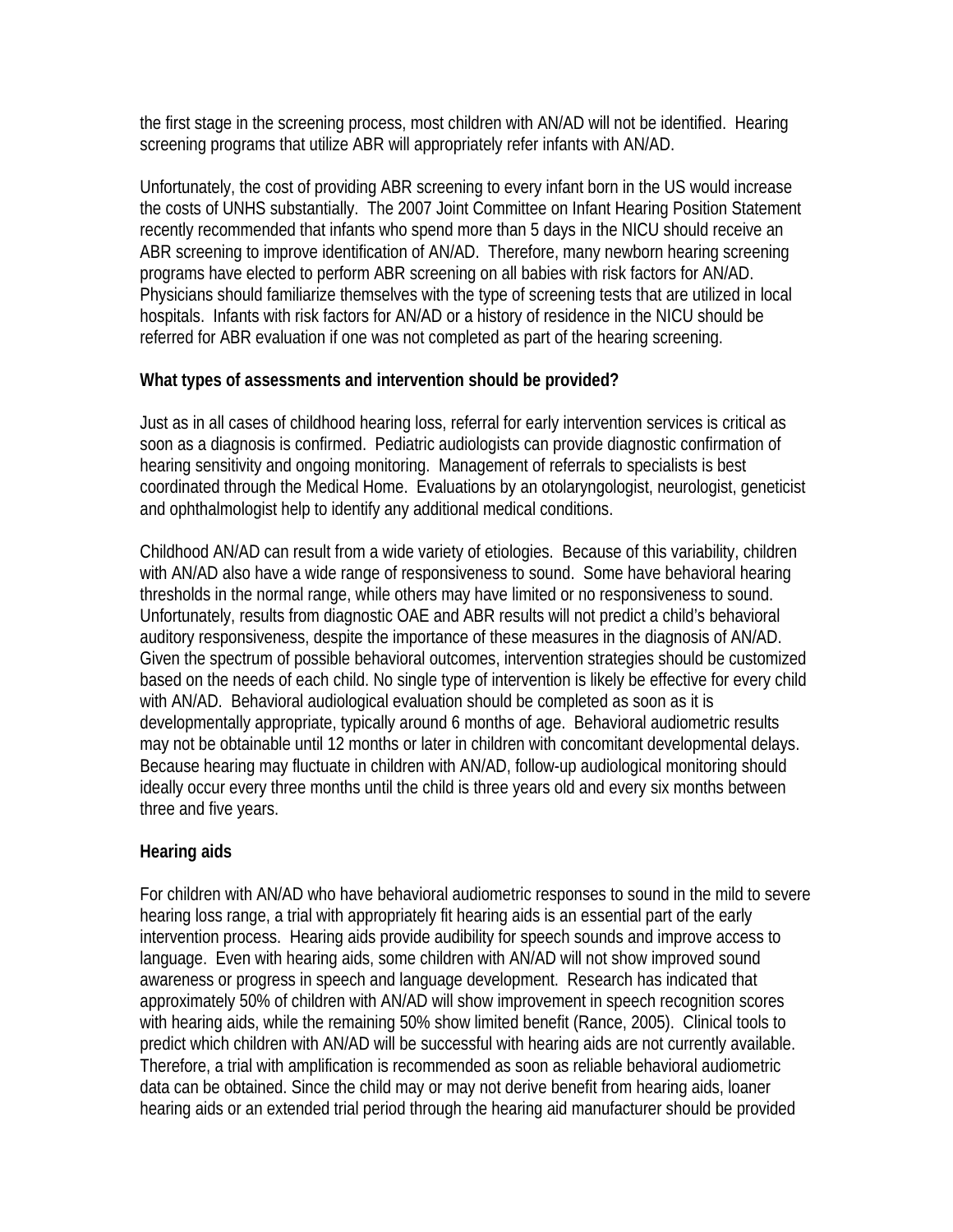the first stage in the screening process, most children with AN/AD will not be identified. Hearing screening programs that utilize ABR will appropriately refer infants with AN/AD.

Unfortunately, the cost of providing ABR screening to every infant born in the US would increase the costs of UNHS substantially. The 2007 Joint Committee on Infant Hearing Position Statement recently recommended that infants who spend more than 5 days in the NICU should receive an ABR screening to improve identification of AN/AD. Therefore, many newborn hearing screening programs have elected to perform ABR screening on all babies with risk factors for AN/AD. Physicians should familiarize themselves with the type of screening tests that are utilized in local hospitals. Infants with risk factors for AN/AD or a history of residence in the NICU should be referred for ABR evaluation if one was not completed as part of the hearing screening.

**What types of assessments and intervention should be provided?**

Just as in all cases of childhood hearing loss, referral for early intervention services is critical as soon as a diagnosis is confirmed. Pediatric audiologists can provide diagnostic confirmation of hearing sensitivity and ongoing monitoring. Management of referrals to specialists is best coordinated through the Medical Home. Evaluations by an otolaryngologist, neurologist, geneticist and ophthalmologist help to identify any additional medical conditions.

Childhood AN/AD can result from a wide variety of etiologies. Because of this variability, children with AN/AD also have a wide range of responsiveness to sound. Some have behavioral hearing thresholds in the normal range, while others may have limited or no responsiveness to sound. Unfortunately, results from diagnostic OAE and ABR results will not predict a child's behavioral auditory responsiveness, despite the importance of these measures in the diagnosis of AN/AD. Given the spectrum of possible behavioral outcomes, intervention strategies should be customized based on the needs of each child. No single type of intervention is likely be effective for every child with AN/AD. Behavioral audiological evaluation should be completed as soon as it is developmentally appropriate, typically around 6 months of age. Behavioral audiometric results may not be obtainable until 12 months or later in children with concomitant developmental delays. Because hearing may fluctuate in children with AN/AD, follow-up audiological monitoring should ideally occur every three months until the child is three years old and every six months between three and five years.

**Hearing aids**

For children with AN/AD who have behavioral audiometric responses to sound in the mild to severe hearing loss range, a trial with appropriately fit hearing aids is an essential part of the early intervention process. Hearing aids provide audibility for speech sounds and improve access to language. Even with hearing aids, some children with AN/AD will not show improved sound awareness or progress in speech and language development. Research has indicated that approximately 50% of children with AN/AD will show improvement in speech recognition scores with hearing aids, while the remaining 50% show limited benefit (Rance, 2005). Clinical tools to predict which children with AN/AD will be successful with hearing aids are not currently available. Therefore, a trial with amplification is recommended as soon as reliable behavioral audiometric data can be obtained. Since the child may or may not derive benefit from hearing aids, loaner hearing aids or an extended trial period through the hearing aid manufacturer should be provided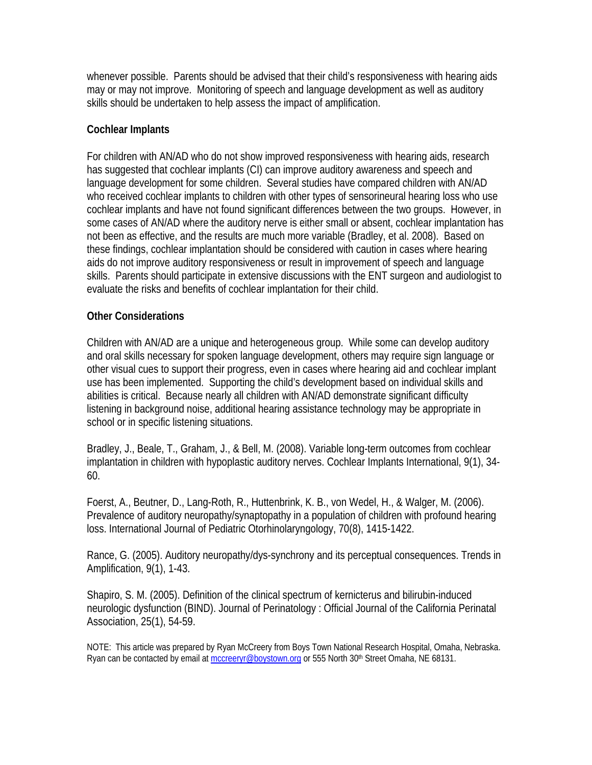whenever possible. Parents should be advised that their child's responsiveness with hearing aids may or may not improve. Monitoring of speech and language development as well as auditory skills should be undertaken to help assess the impact of amplification.

**Cochlear Implants**

For children with AN/AD who do not show improved responsiveness with hearing aids, research has suggested that cochlear implants (CI) can improve auditory awareness and speech and language development for some children. Several studies have compared children with AN/AD who received cochlear implants to children with other types of sensorineural hearing loss who use cochlear implants and have not found significant differences between the two groups. However, in some cases of AN/AD where the auditory nerve is either small or absent, cochlear implantation has not been as effective, and the results are much more variable (Bradley, et al. 2008). Based on these findings, cochlear implantation should be considered with caution in cases where hearing aids do not improve auditory responsiveness or result in improvement of speech and language skills. Parents should participate in extensive discussions with the ENT surgeon and audiologist to evaluate the risks and benefits of cochlear implantation for their child.

**Other Considerations**

Children with AN/AD are a unique and heterogeneous group. While some can develop auditory and oral skills necessary for spoken language development, others may require sign language or other visual cues to support their progress, even in cases where hearing aid and cochlear implant use has been implemented. Supporting the child's development based on individual skills and abilities is critical. Because nearly all children with AN/AD demonstrate significant difficulty listening in background noise, additional hearing assistance technology may be appropriate in school or in specific listening situations.

Bradley, J., Beale, T., Graham, J., & Bell, M. (2008). Variable long-term outcomes from cochlear implantation in children with hypoplastic auditory nerves. Cochlear Implants International, 9(1), 34-60.

Foerst, A., Beutner, D., Lang-Roth, R., Huttenbrink, K. B., von Wedel, H., & Walger, M. (2006). Prevalence of auditory neuropathy/synaptopathy in a population of children with profound hearing loss. International Journal of Pediatric Otorhinolaryngology, 70(8), 1415-1422.

Rance, G. (2005). Auditory neuropathy/dys-synchrony and its perceptual consequences. Trends in Amplification, 9(1), 1-43.

Shapiro, S. M. (2005). Definition of the clinical spectrum of kernicterus and bilirubin-induced neurologic dysfunction (BIND). Journal of Perinatology : Official Journal of the California Perinatal Association, 25(1), 54-59.

NOTE: This article was prepared by Ryan McCreery from Boys Town National Research Hospital, Omaha, Nebraska. Ryan can be contacted by email at mccreeryr@boystown.org or 555 North 30th Street Omaha, NE 68131.